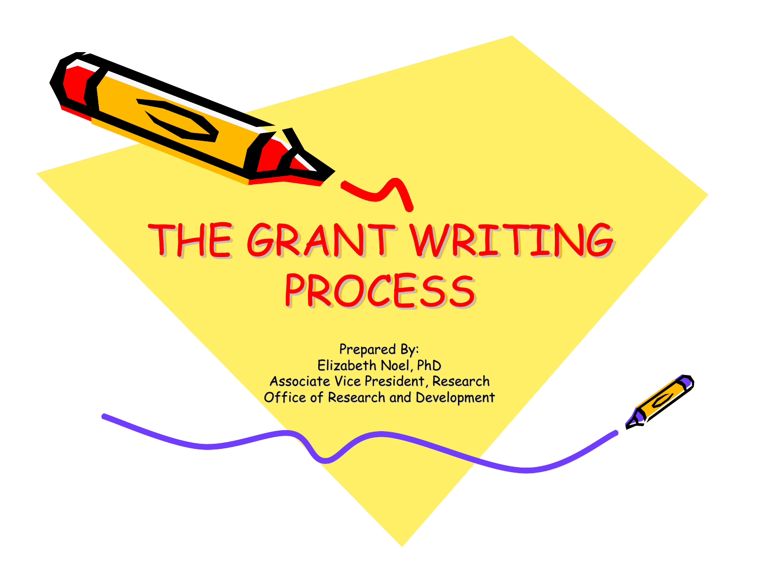# THE GRANT WRITING PROCESS

Prepared By:
Elizabeth Noel, PhD
Associate Vice President, Research
Office of Research and Development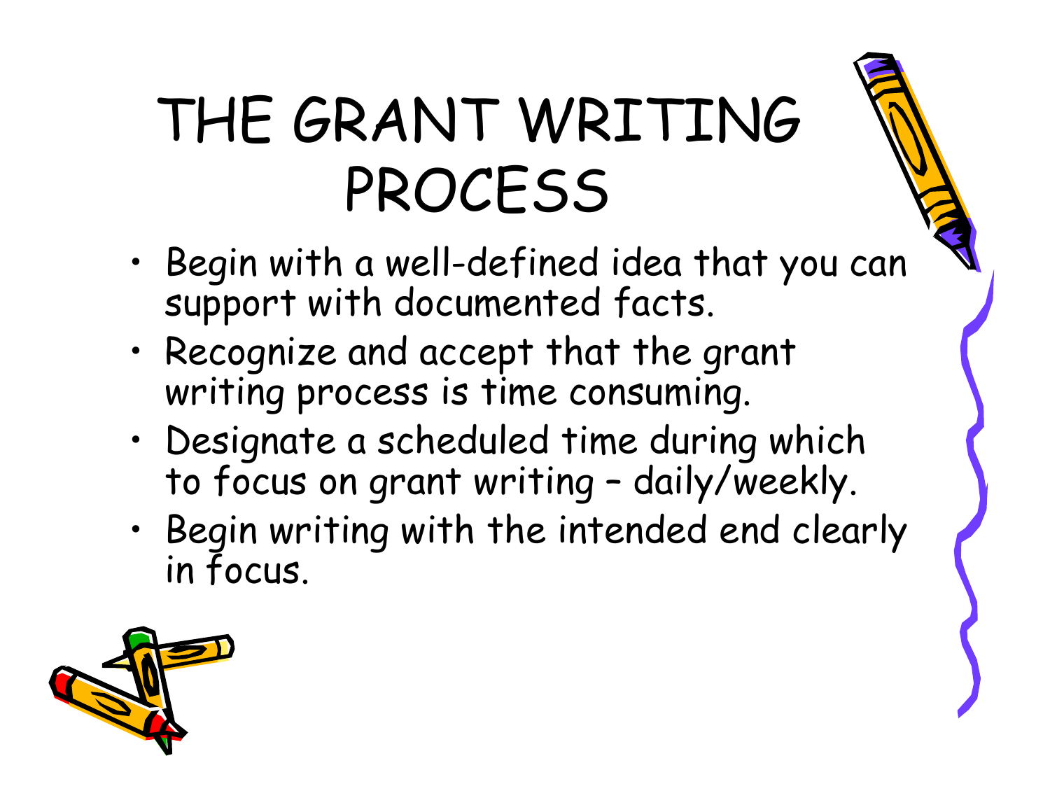# THE GRANT WRITING PROCESS

- Begin with a well-defined idea that you can support with documented facts.
- Recognize and accept that the grant writing process is time consuming.
- Designate a scheduled time during which to focus on grant writing – daily/weekly.
- Begin writing with the intended end clearly in focus.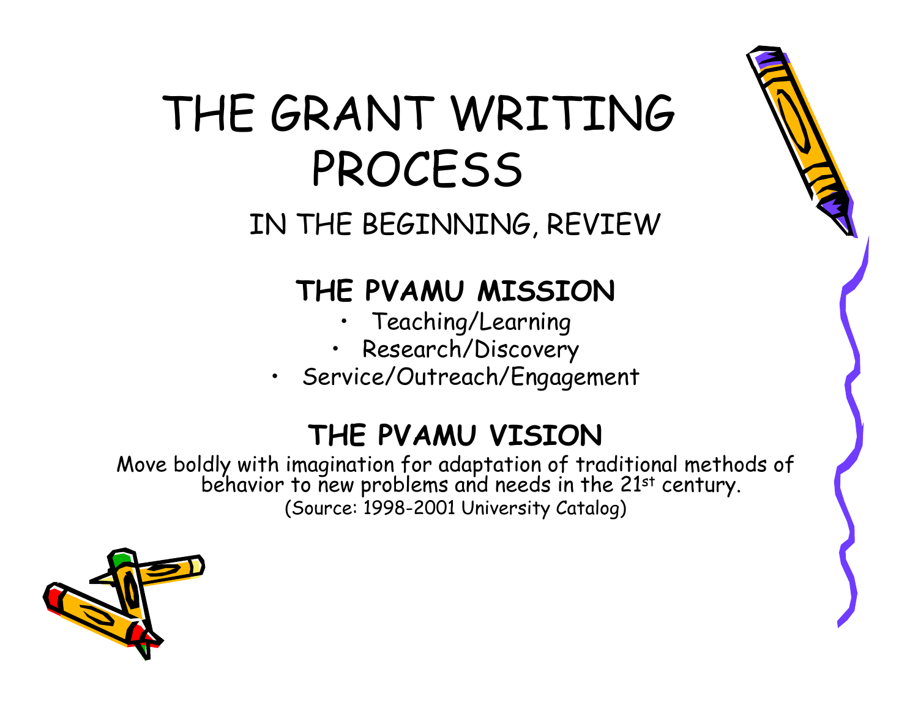# THE GRANT WRITING PROCESS

## IN THE BEGINNING, REVIEW

### THE PVAMU MISSION

- Teaching/Learning
- Research/Discovery
- Service/Outreach/Engagement

### THE PVAMU VISION

Move boldly with imagination for adaptation of traditional methods of behavior to new problems and needs in the 21st century.

(Source: 1998-2001 University Catalog)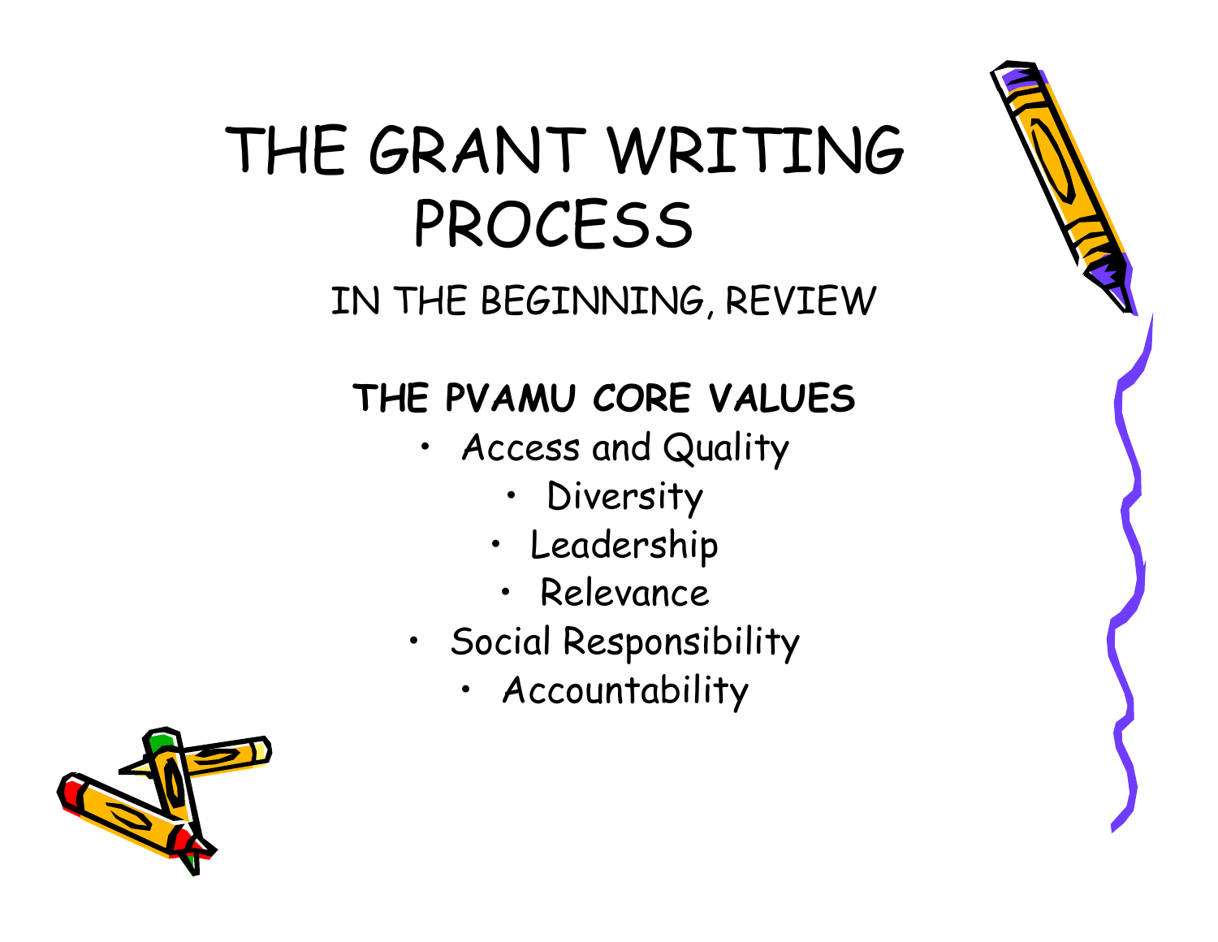# THE GRANT WRITING PROCESS

## IN THE BEGINNING, REVIEW

**THE PVAMU CORE VALUES**

- Access and Quality
- Diversity
- Leadership
- Relevance
- Social Responsibility
- Accountability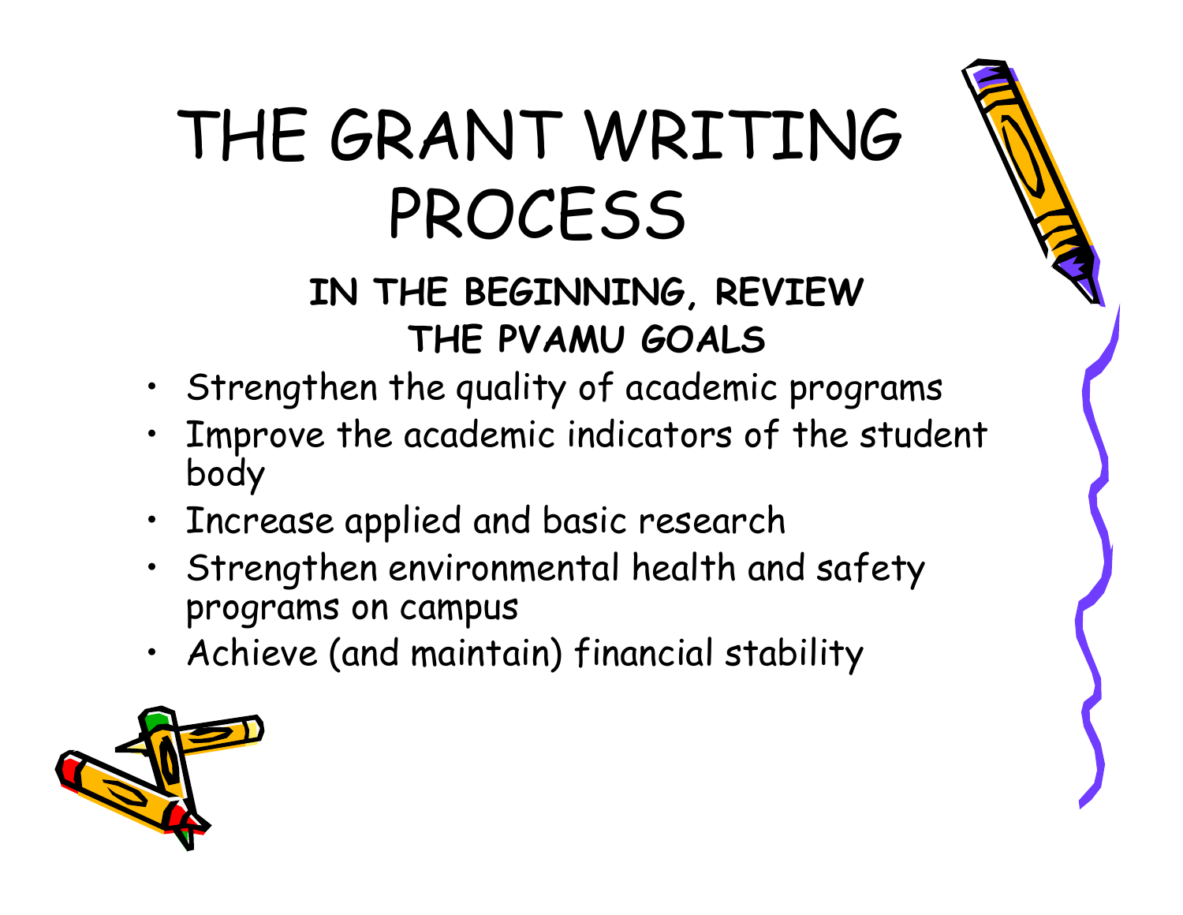# THE GRANT WRITING PROCESS

## IN THE BEGINNING, REVIEW THE PVAMU GOALS

- Strengthen the quality of academic programs
- Improve the academic indicators of the student body
- Increase applied and basic research
- Strengthen environmental health and safety programs on campus
- Achieve (and maintain) financial stability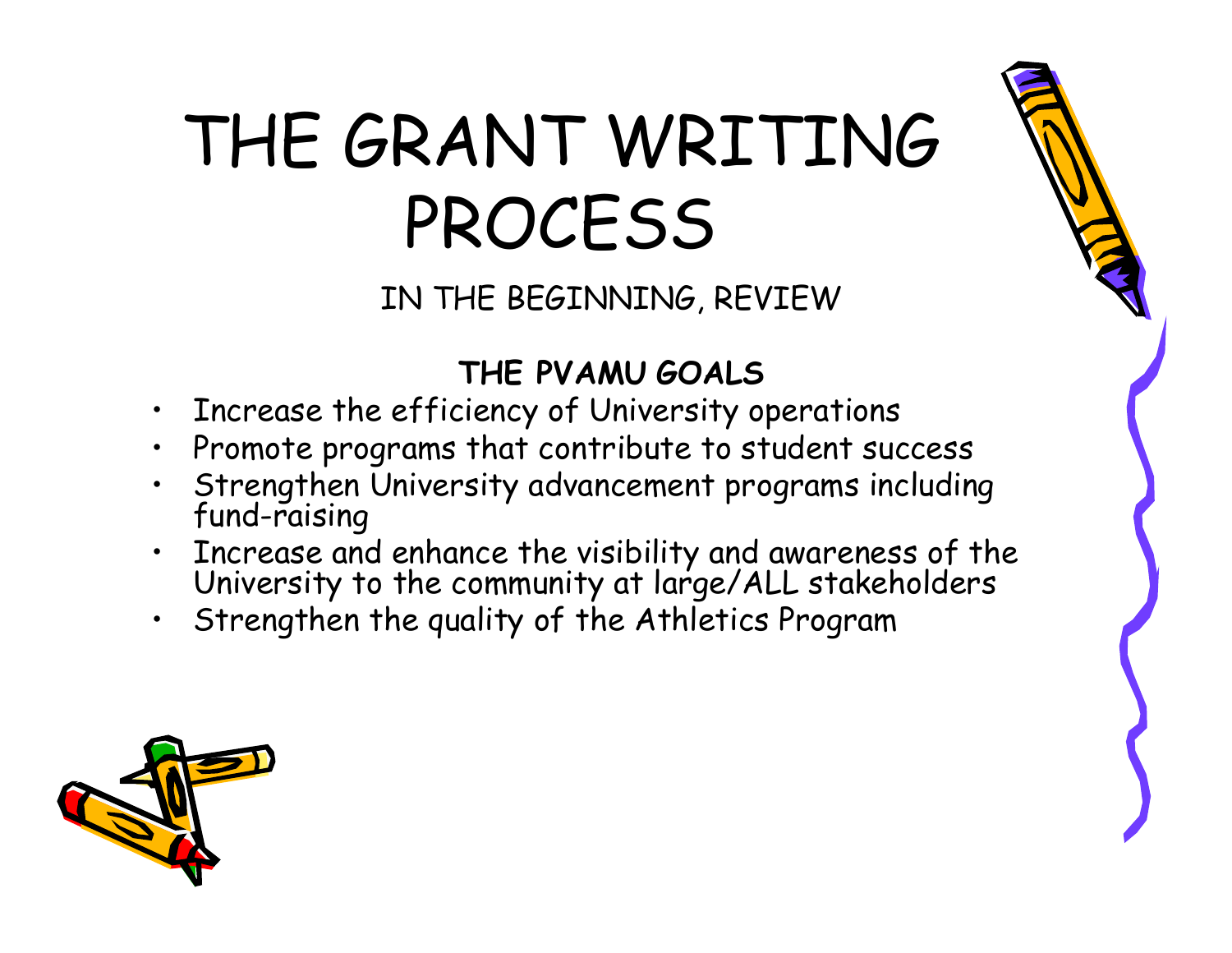# THE GRANT WRITING PROCESS

IN THE BEGINNING, REVIEW

**THE PVAMU GOALS**

- Increase the efficiency of University operations
- Promote programs that contribute to student success
- Strengthen University advancement programs including fund-raising
- Increase and enhance the visibility and awareness of the University to the community at large/ALL stakeholders
- Strengthen the quality of the Athletics Program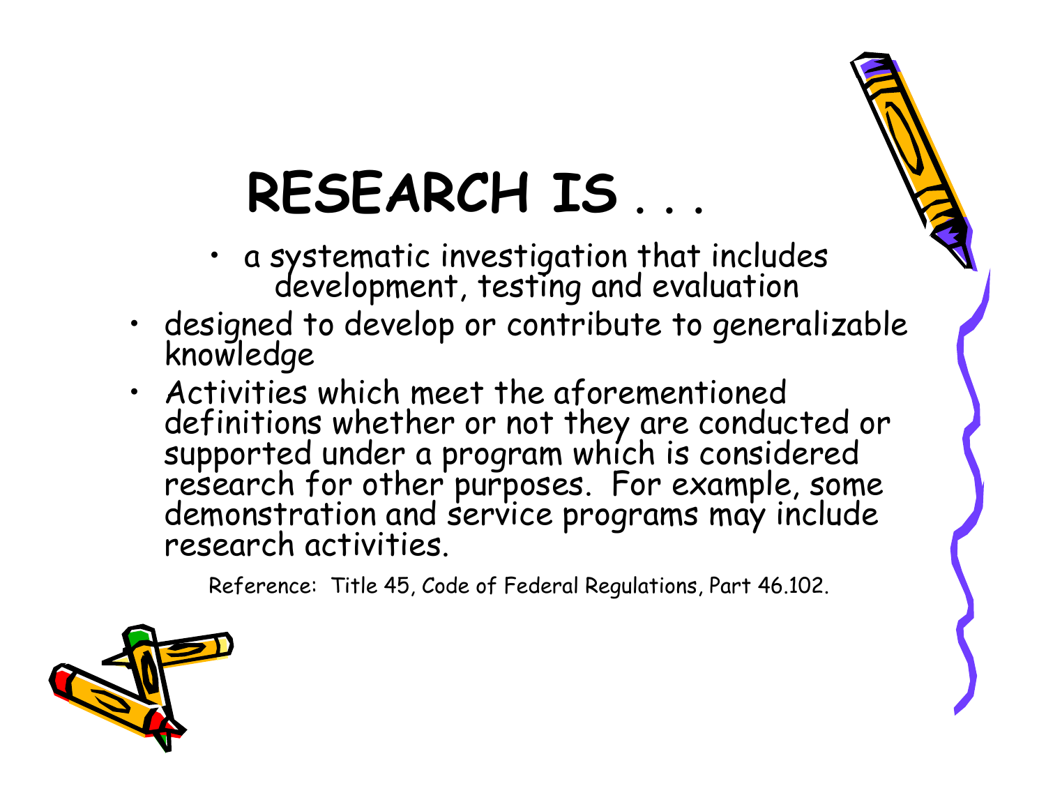# RESEARCH IS . . .

- a systematic investigation that includes development, testing and evaluation
- designed to develop or contribute to generalizable knowledge
- Activities which meet the aforementioned definitions whether or not they are conducted or supported under a program which is considered research for other purposes. For example, some demonstration and service programs may include research activities.

Reference: Title 45, Code of Federal Regulations, Part 46.102.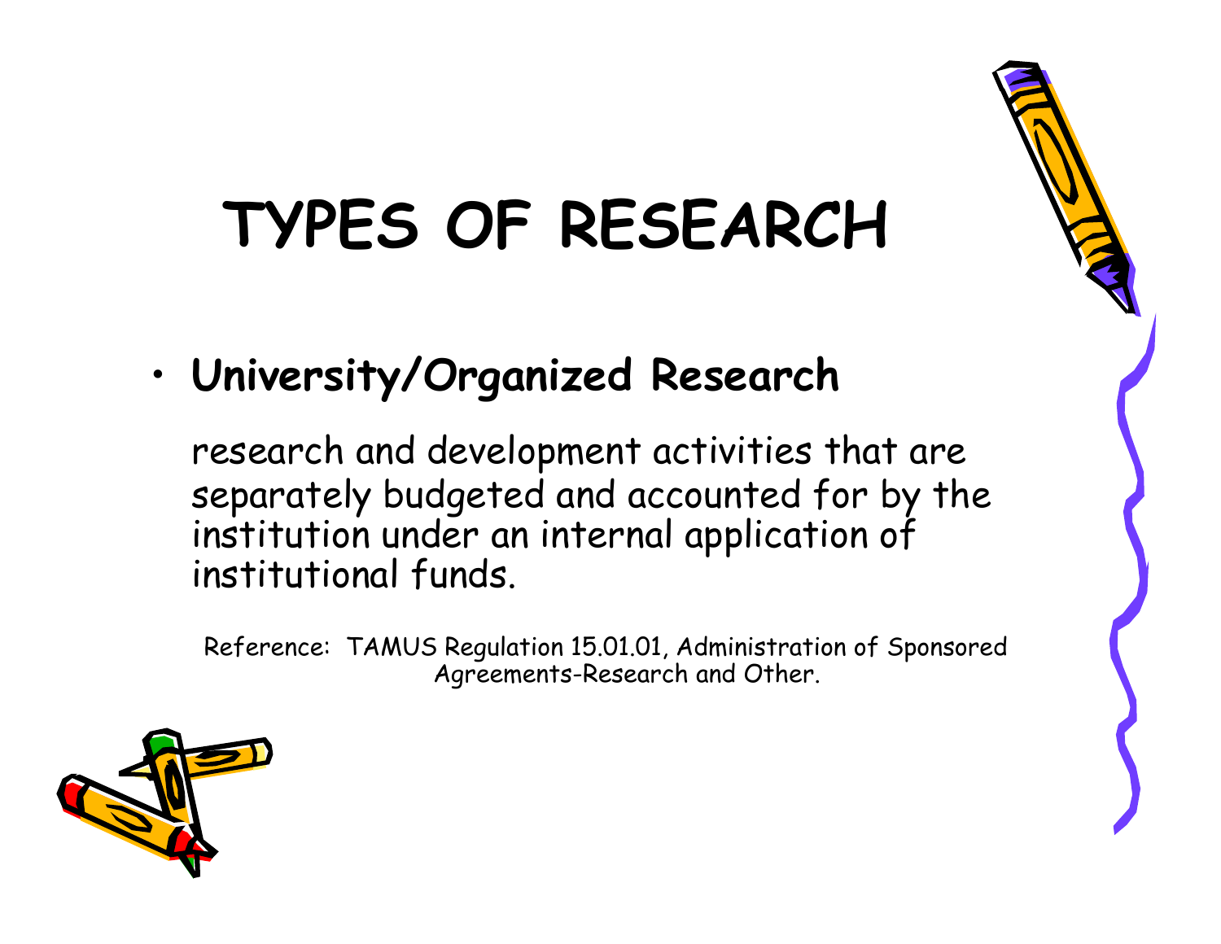# TYPES OF RESEARCH

- **University/Organized Research**

  research and development activities that are separately budgeted and accounted for by the institution under an internal application of institutional funds.

Reference: TAMUS Regulation 15.01.01, Administration of Sponsored Agreements-Research and Other.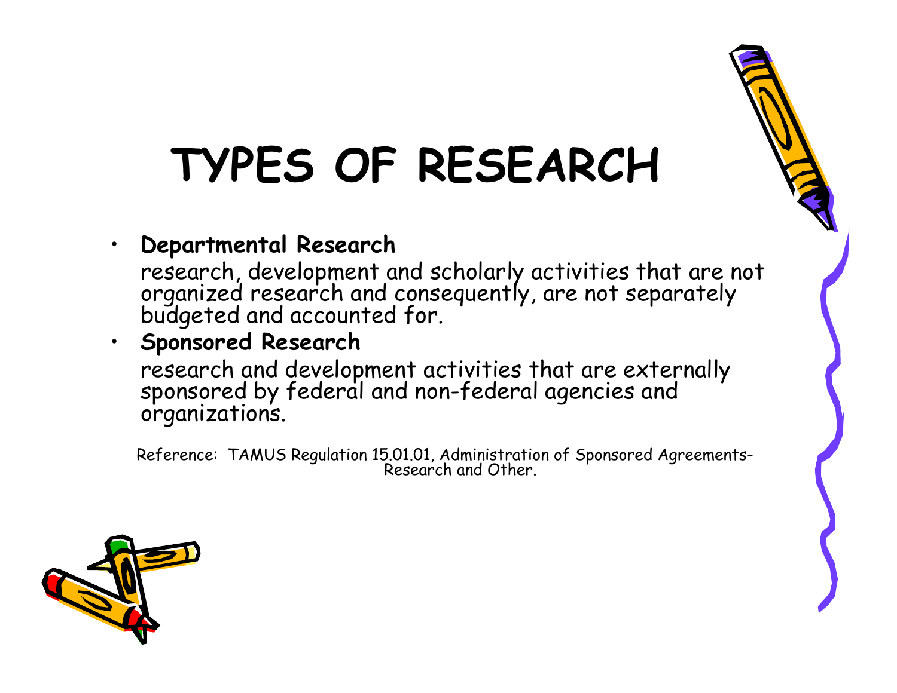# TYPES OF RESEARCH

- **Departmental Research**

  research, development and scholarly activities that are not organized research and consequently, are not separately budgeted and accounted for.

- **Sponsored Research**

  research and development activities that are externally sponsored by federal and non-federal agencies and organizations.

Reference: TAMUS Regulation 15.01.01, Administration of Sponsored Agreements-Research and Other.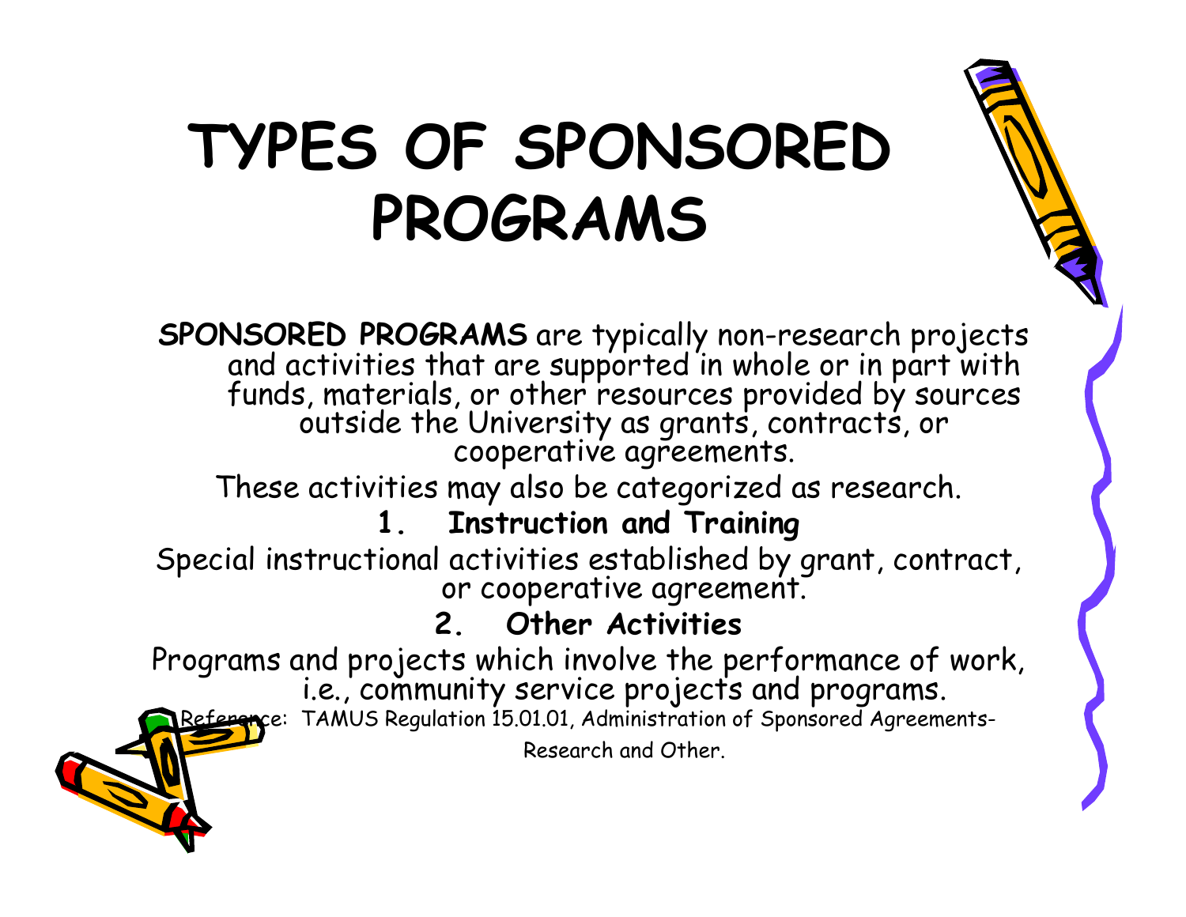# TYPES OF SPONSORED PROGRAMS

**SPONSORED PROGRAMS** are typically non-research projects and activities that are supported in whole or in part with funds, materials, or other resources provided by sources outside the University as grants, contracts, or cooperative agreements.

These activities may also be categorized as research.

1. **Instruction and Training**

Special instructional activities established by grant, contract, or cooperative agreement.

2. **Other Activities**

Programs and projects which involve the performance of work, i.e., community service projects and programs.

Reference: TAMUS Regulation 15.01.01, Administration of Sponsored Agreements-Research and Other.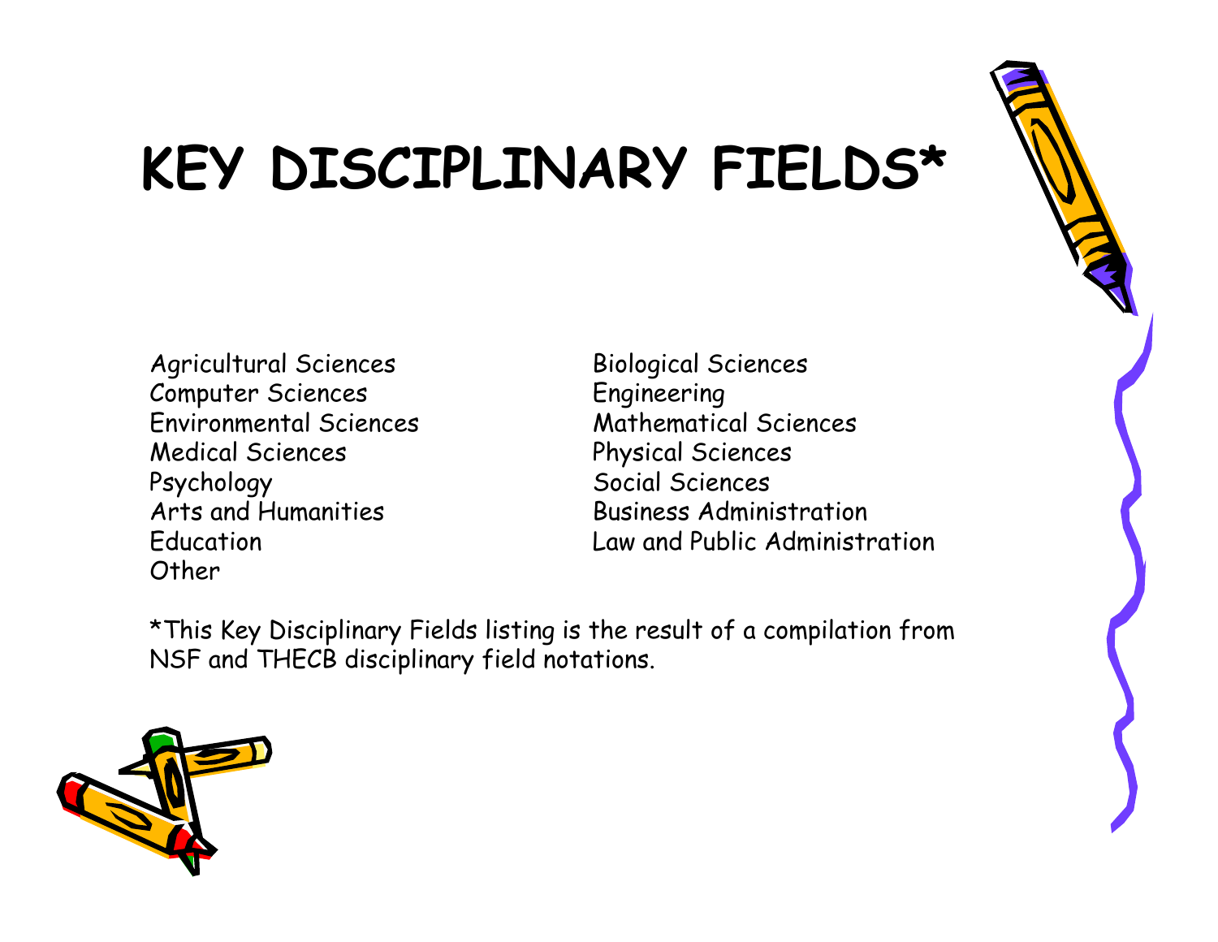# KEY DISCIPLINARY FIELDS*

- Agricultural Sciences
- Computer Sciences
- Environmental Sciences
- Medical Sciences
- Psychology
- Arts and Humanities
- Education
- Other
- Biological Sciences
- Engineering
- Mathematical Sciences
- Physical Sciences
- Social Sciences
- Business Administration
- Law and Public Administration

*This Key Disciplinary Fields listing is the result of a compilation from NSF and THECB disciplinary field notations.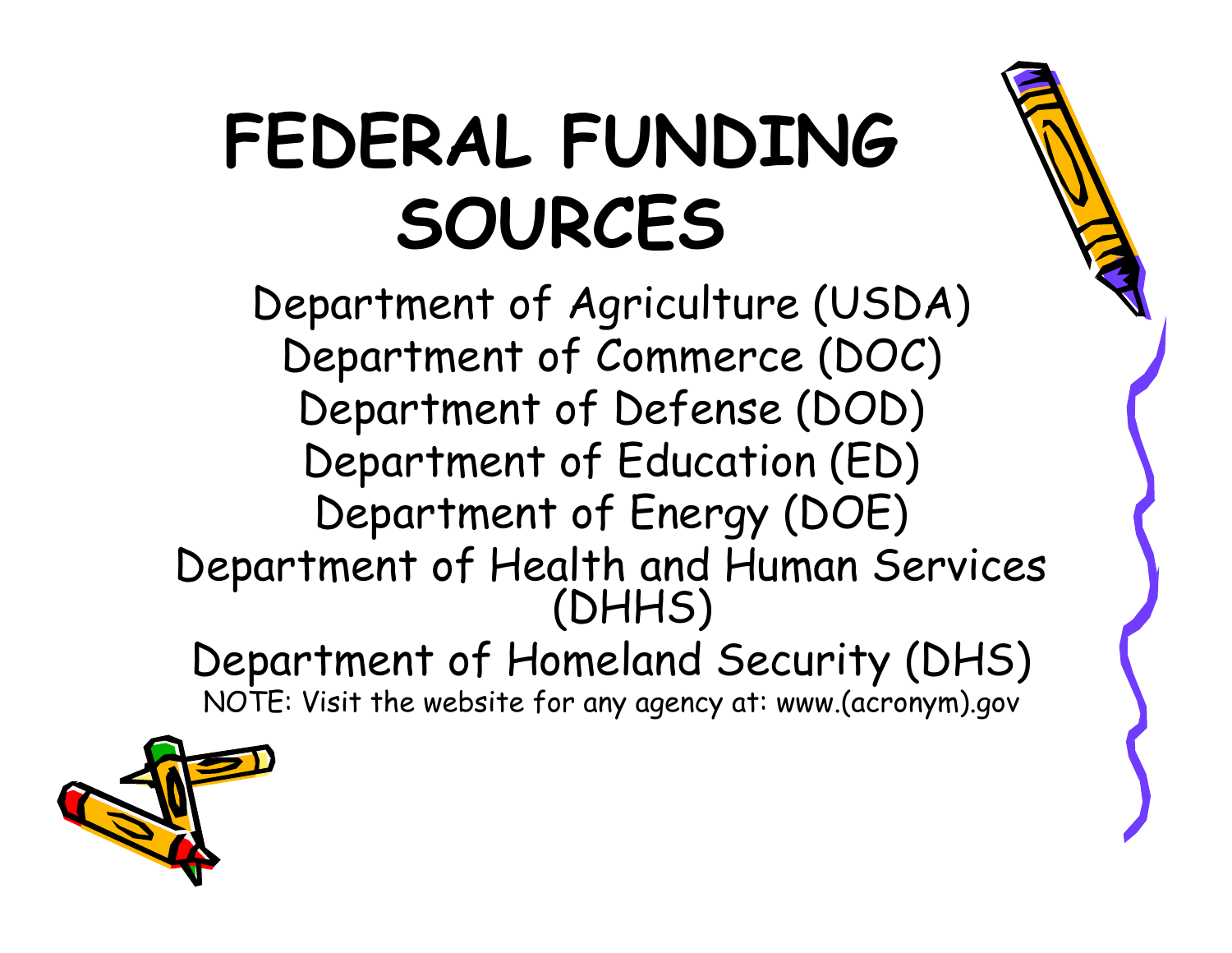# FEDERAL FUNDING SOURCES

Department of Agriculture (USDA)
Department of Commerce (DOC)
Department of Defense (DOD)
Department of Education (ED)
Department of Energy (DOE)
Department of Health and Human Services (DHHS)
Department of Homeland Security (DHS)

NOTE: Visit the website for any agency at: www.(acronym).gov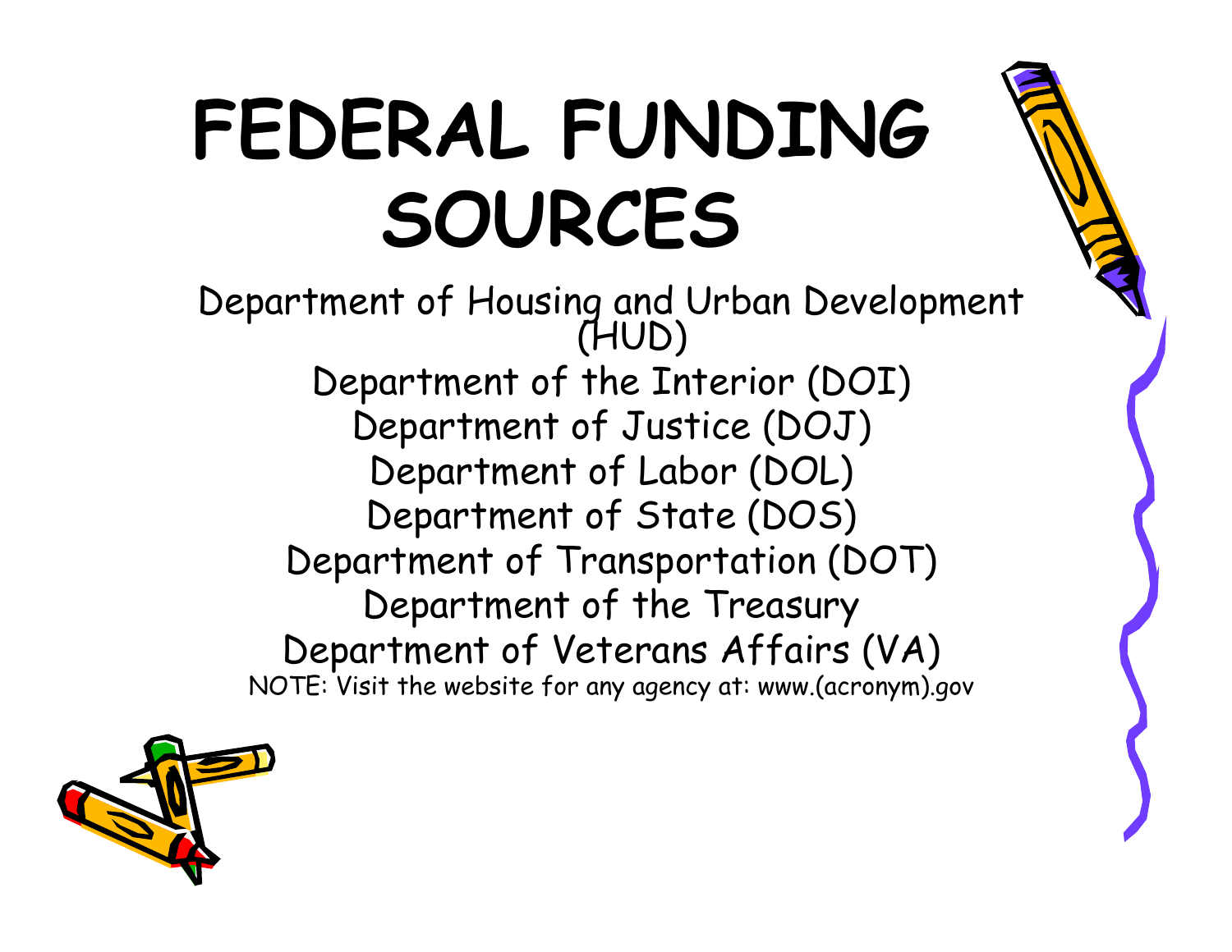# FEDERAL FUNDING SOURCES

Department of Housing and Urban Development (HUD)

Department of the Interior (DOI)

Department of Justice (DOJ)

Department of Labor (DOL)

Department of State (DOS)

Department of Transportation (DOT)

Department of the Treasury

Department of Veterans Affairs (VA)

NOTE: Visit the website for any agency at: www.(acronym).gov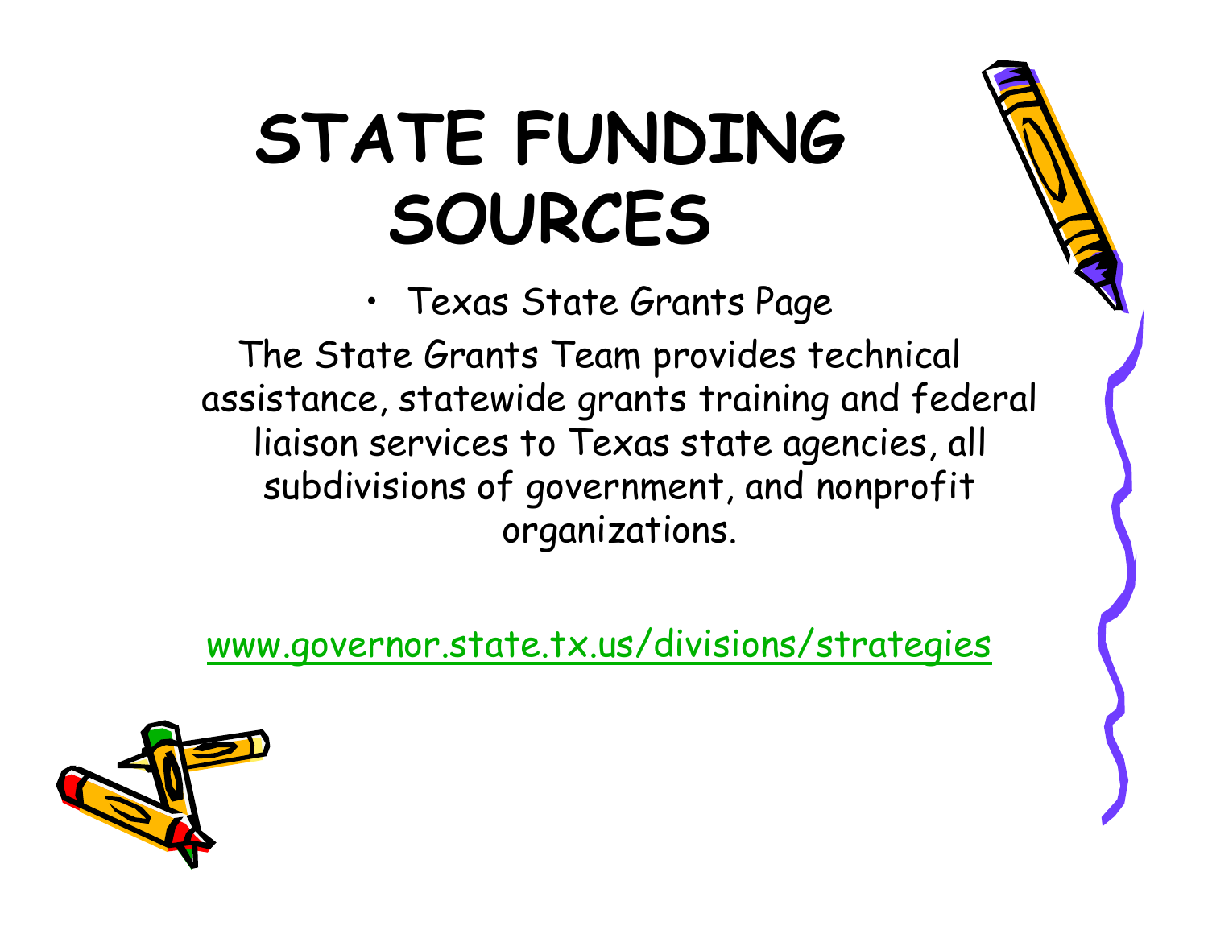# STATE FUNDING SOURCES

- Texas State Grants Page

The State Grants Team provides technical assistance, statewide grants training and federal liaison services to Texas state agencies, all subdivisions of government, and nonprofit organizations.

www.governor.state.tx.us/divisions/strategies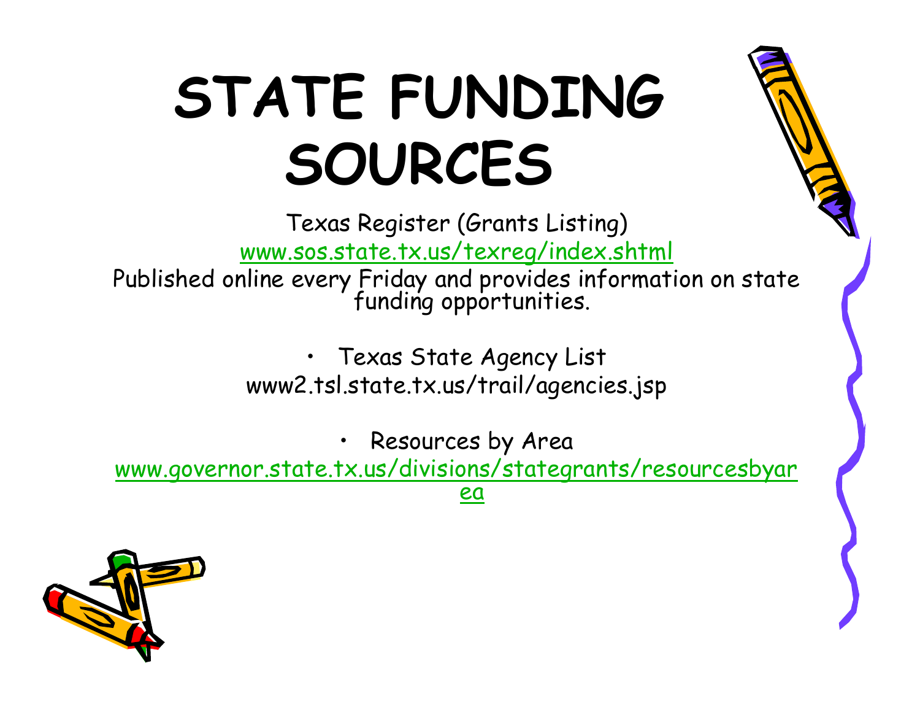# STATE FUNDING SOURCES

Texas Register (Grants Listing)

www.sos.state.tx.us/texreg/index.shtml

Published online every Friday and provides information on state funding opportunities.

- Texas State Agency List

  www2.tsl.state.tx.us/trail/agencies.jsp

- Resources by Area

  www.governor.state.tx.us/divisions/stategrants/resourcesbyarea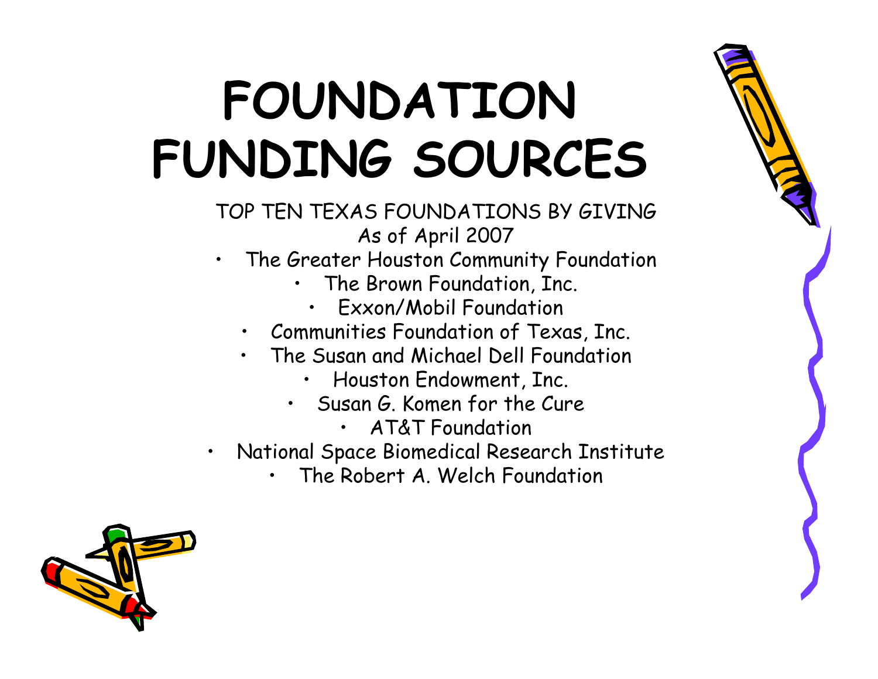# FOUNDATION FUNDING SOURCES

TOP TEN TEXAS FOUNDATIONS BY GIVING
As of April 2007

- The Greater Houston Community Foundation
- The Brown Foundation, Inc.
- Exxon/Mobil Foundation
- Communities Foundation of Texas, Inc.
- The Susan and Michael Dell Foundation
- Houston Endowment, Inc.
- Susan G. Komen for the Cure
- AT&T Foundation
- National Space Biomedical Research Institute
- The Robert A. Welch Foundation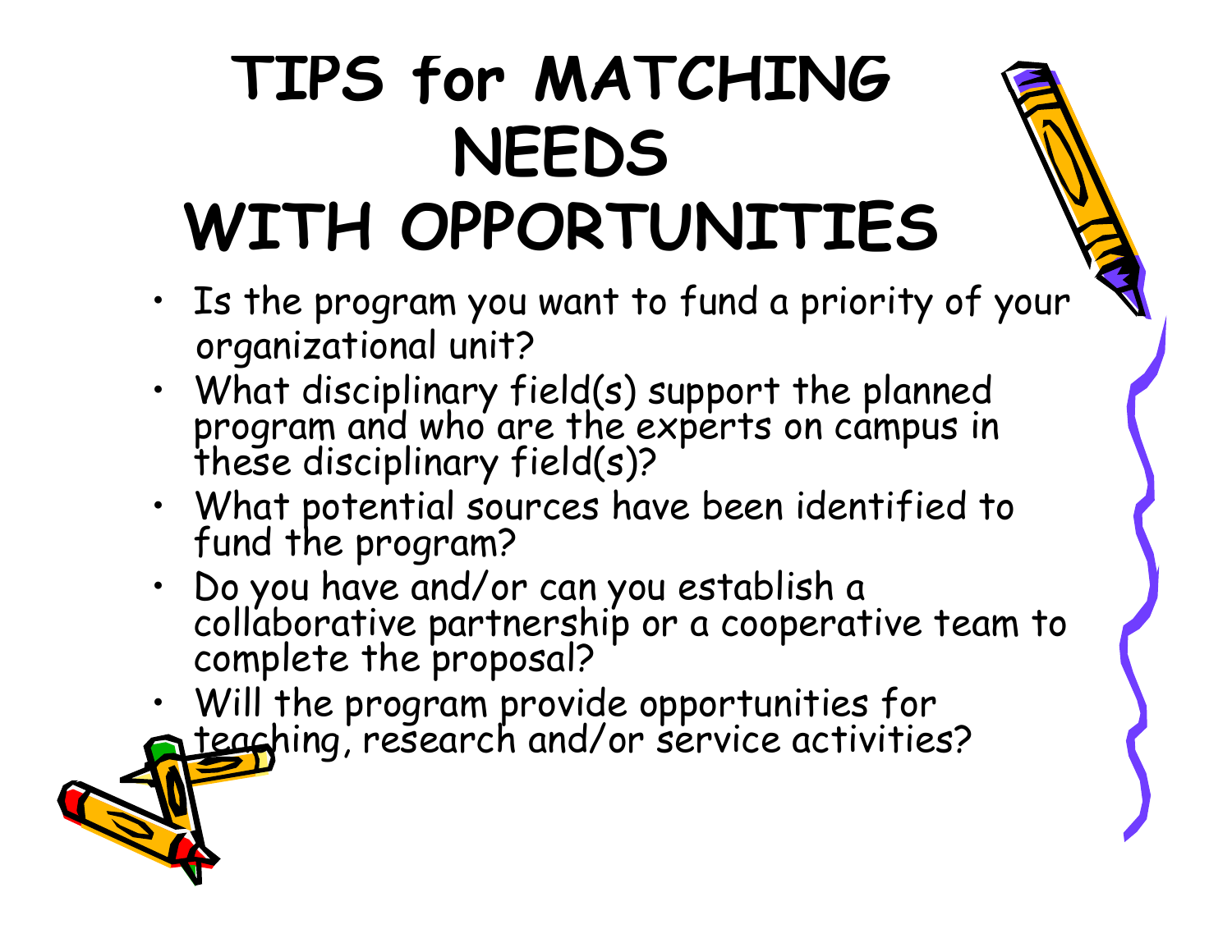# TIPS for MATCHING NEEDS WITH OPPORTUNITIES

- Is the program you want to fund a priority of your organizational unit?
- What disciplinary field(s) support the planned program and who are the experts on campus in these disciplinary field(s)?
- What potential sources have been identified to fund the program?
- Do you have and/or can you establish a collaborative partnership or a cooperative team to complete the proposal?
- Will the program provide opportunities for teaching, research and/or service activities?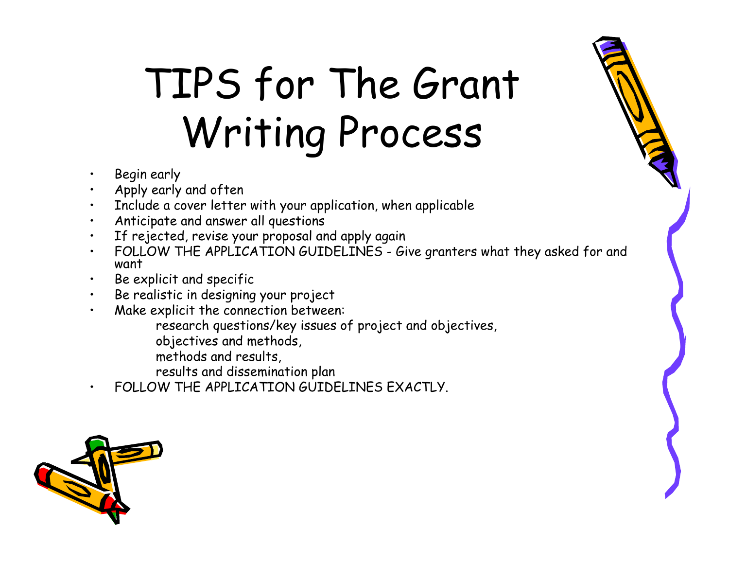# TIPS for The Grant Writing Process

- Begin early
- Apply early and often
- Include a cover letter with your application, when applicable
- Anticipate and answer all questions
- If rejected, revise your proposal and apply again
- FOLLOW THE APPLICATION GUIDELINES - Give granters what they asked for and want
- Be explicit and specific
- Be realistic in designing your project
- Make explicit the connection between:
  - research questions/key issues of project and objectives,
  - objectives and methods,
  - methods and results,
  - results and dissemination plan
- FOLLOW THE APPLICATION GUIDELINES EXACTLY.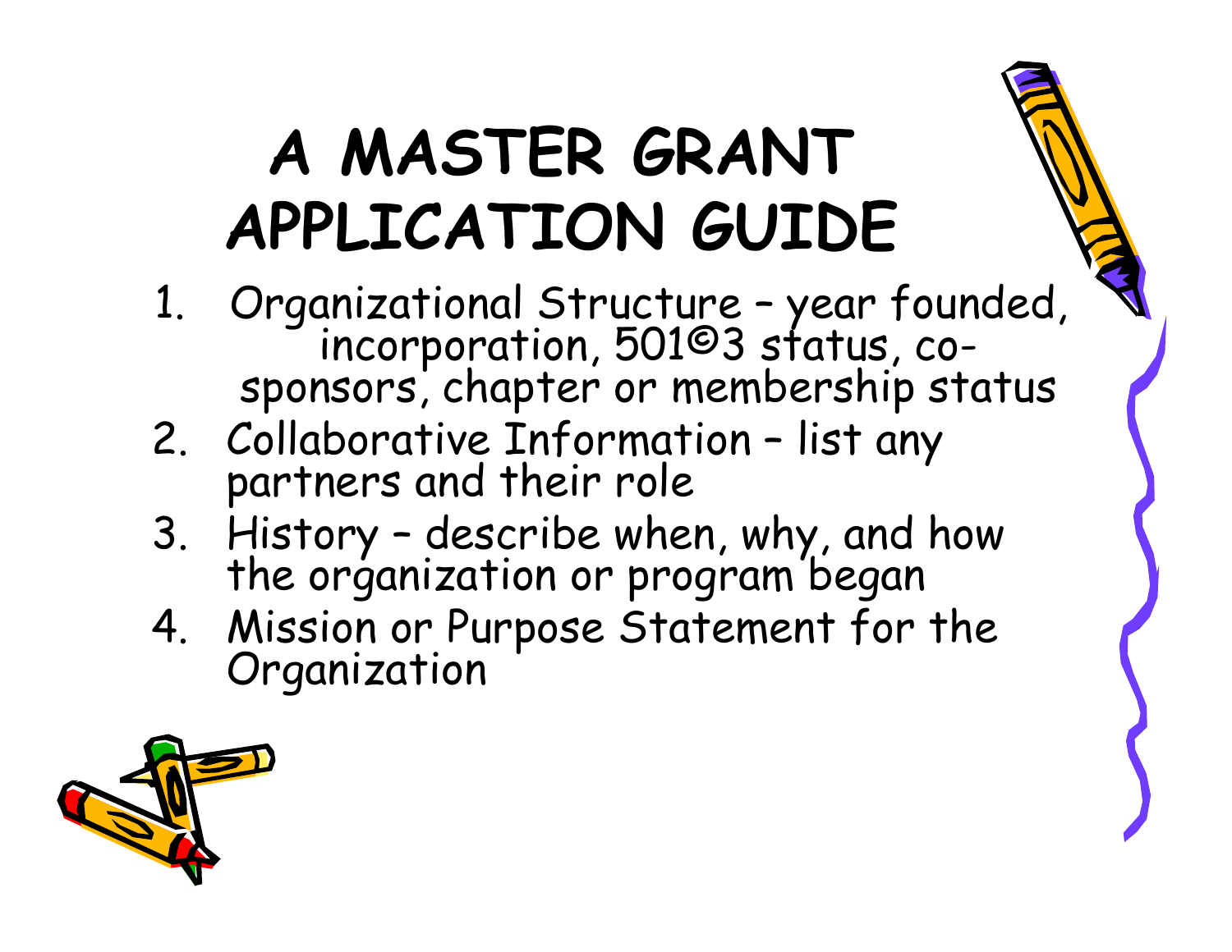# A MASTER GRANT APPLICATION GUIDE

1. Organizational Structure – year founded, incorporation, 501©3 status, co-sponsors, chapter or membership status
2. Collaborative Information – list any partners and their role
3. History – describe when, why, and how the organization or program began
4. Mission or Purpose Statement for the Organization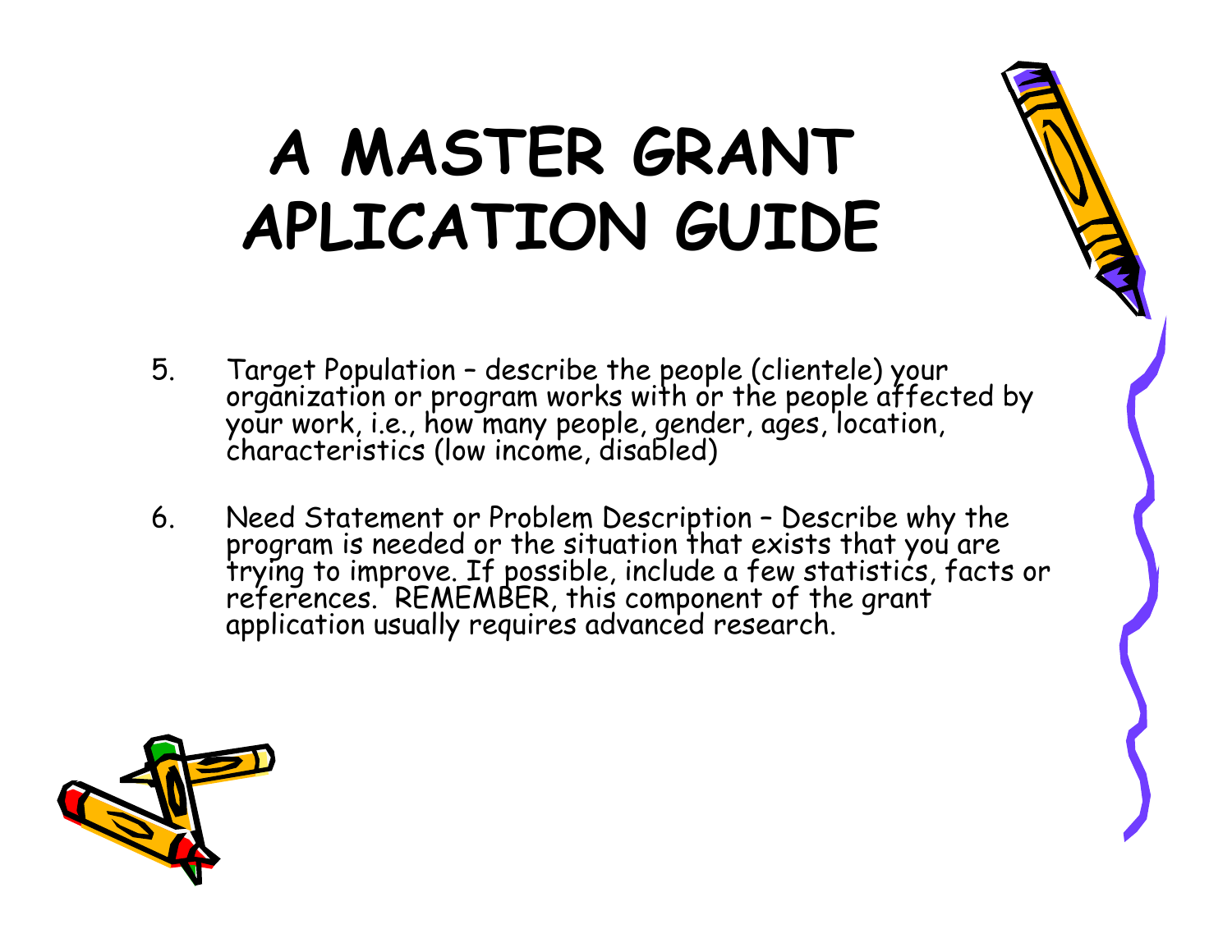# A MASTER GRANT APLICATION GUIDE

5. Target Population – describe the people (clientele) your organization or program works with or the people affected by your work, i.e., how many people, gender, ages, location, characteristics (low income, disabled)

6. Need Statement or Problem Description – Describe why the program is needed or the situation that exists that you are trying to improve. If possible, include a few statistics, facts or references. REMEMBER, this component of the grant application usually requires advanced research.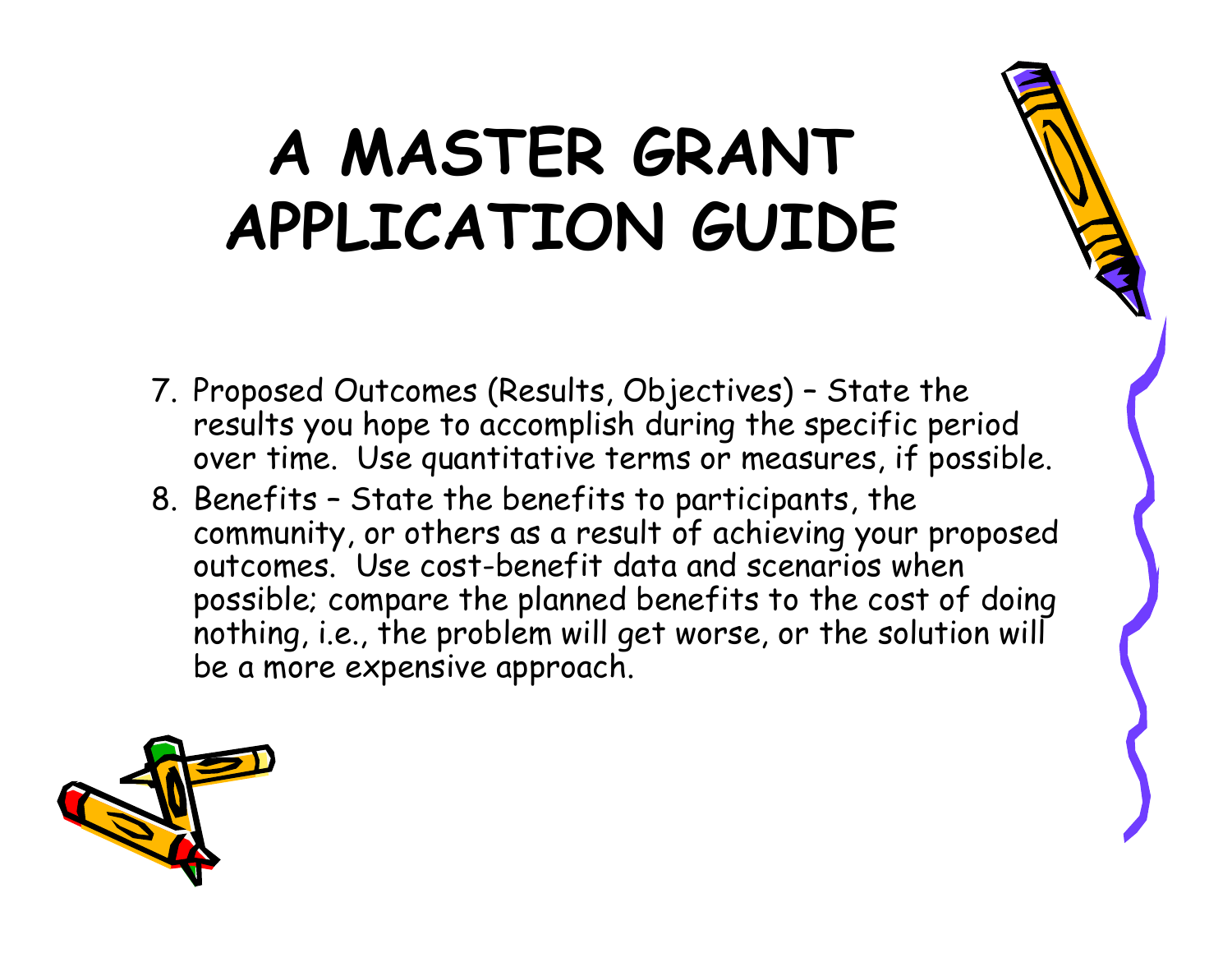# A MASTER GRANT APPLICATION GUIDE

7. Proposed Outcomes (Results, Objectives) – State the results you hope to accomplish during the specific period over time. Use quantitative terms or measures, if possible.
8. Benefits – State the benefits to participants, the community, or others as a result of achieving your proposed outcomes. Use cost-benefit data and scenarios when possible; compare the planned benefits to the cost of doing nothing, i.e., the problem will get worse, or the solution will be a more expensive approach.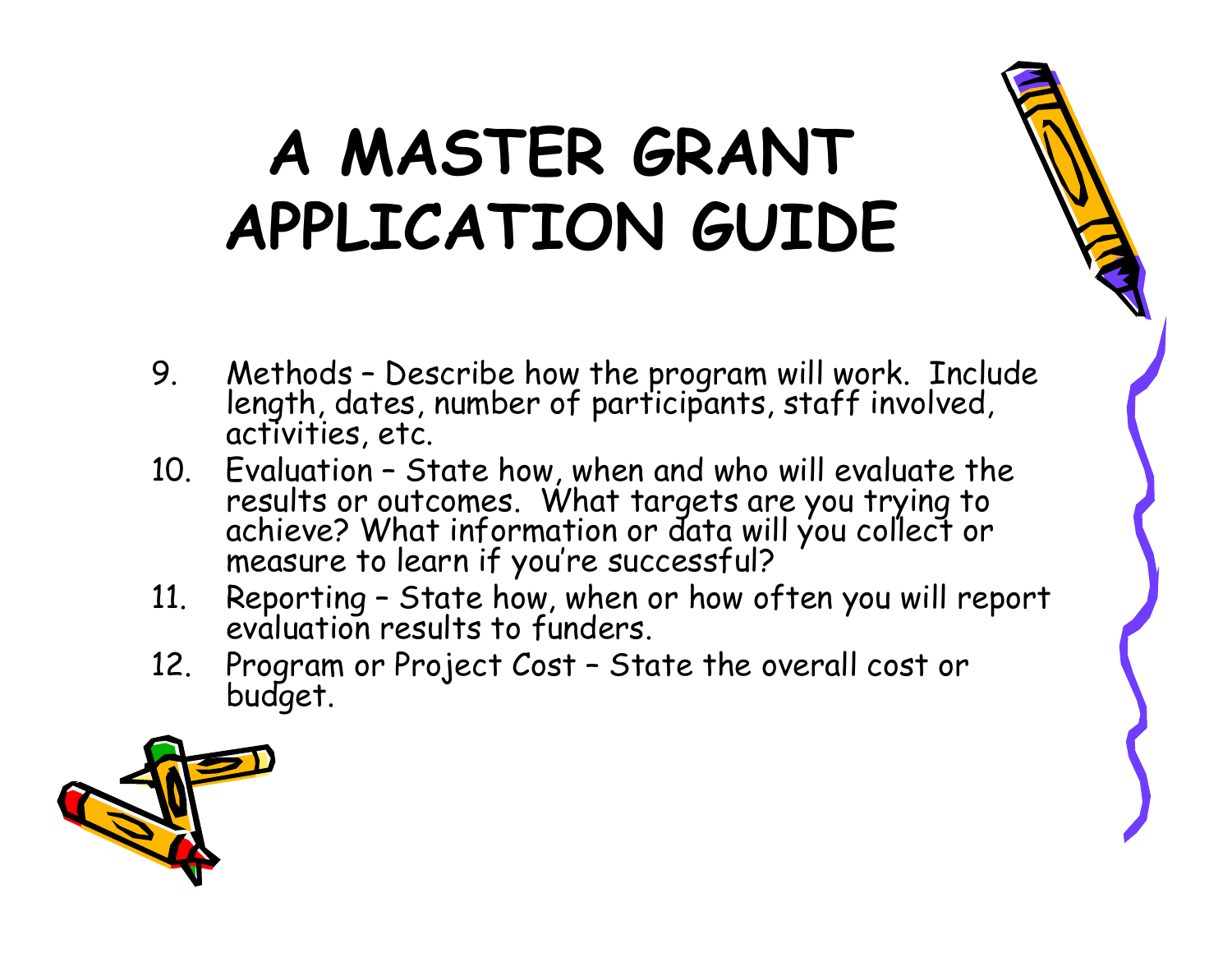# A MASTER GRANT APPLICATION GUIDE

9. Methods – Describe how the program will work. Include length, dates, number of participants, staff involved, activities, etc.
10. Evaluation – State how, when and who will evaluate the results or outcomes. What targets are you trying to achieve? What information or data will you collect or measure to learn if you're successful?
11. Reporting – State how, when or how often you will report evaluation results to funders.
12. Program or Project Cost – State the overall cost or budget.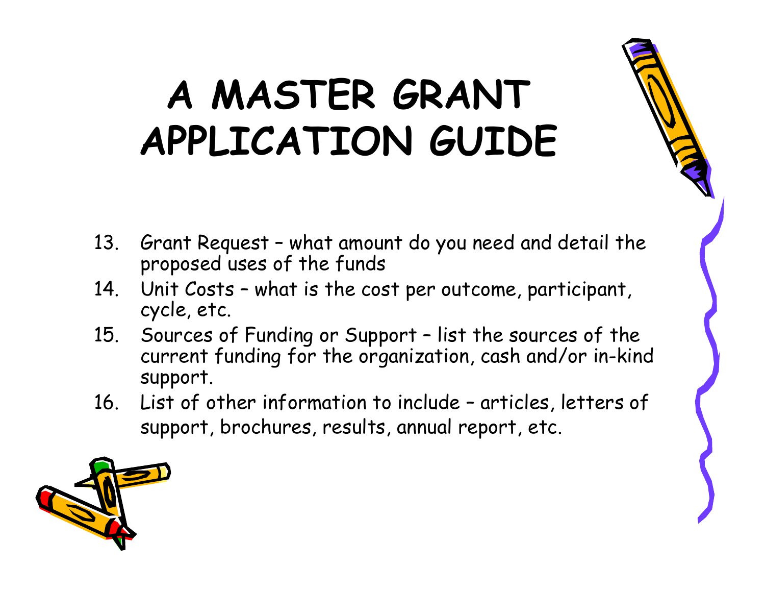# A MASTER GRANT APPLICATION GUIDE

13. Grant Request – what amount do you need and detail the proposed uses of the funds
14. Unit Costs – what is the cost per outcome, participant, cycle, etc.
15. Sources of Funding or Support – list the sources of the current funding for the organization, cash and/or in-kind support.
16. List of other information to include – articles, letters of support, brochures, results, annual report, etc.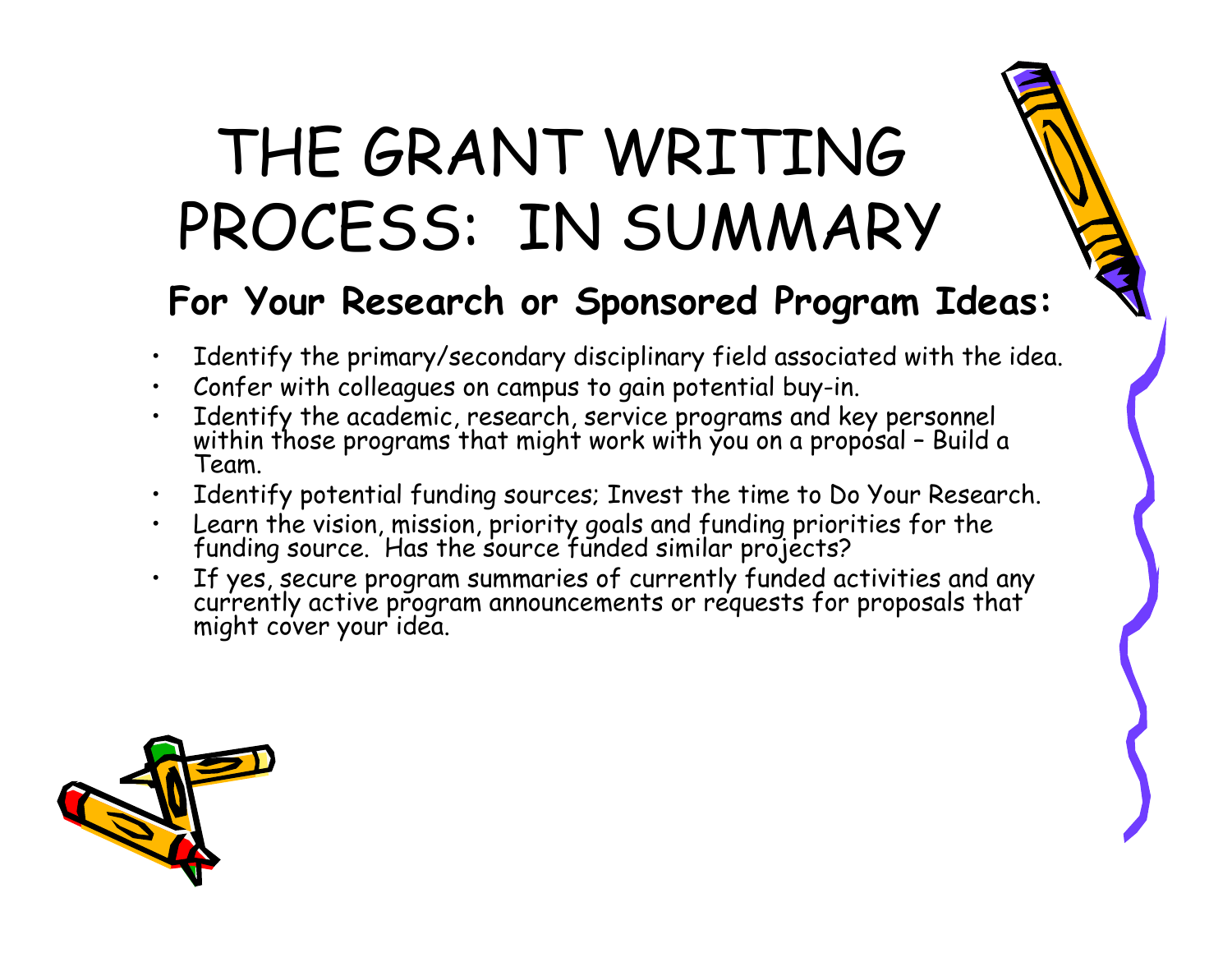# THE GRANT WRITING PROCESS: IN SUMMARY

## For Your Research or Sponsored Program Ideas:

- Identify the primary/secondary disciplinary field associated with the idea.
- Confer with colleagues on campus to gain potential buy-in.
- Identify the academic, research, service programs and key personnel within those programs that might work with you on a proposal – Build a Team.
- Identify potential funding sources; Invest the time to Do Your Research.
- Learn the vision, mission, priority goals and funding priorities for the funding source. Has the source funded similar projects?
- If yes, secure program summaries of currently funded activities and any currently active program announcements or requests for proposals that might cover your idea.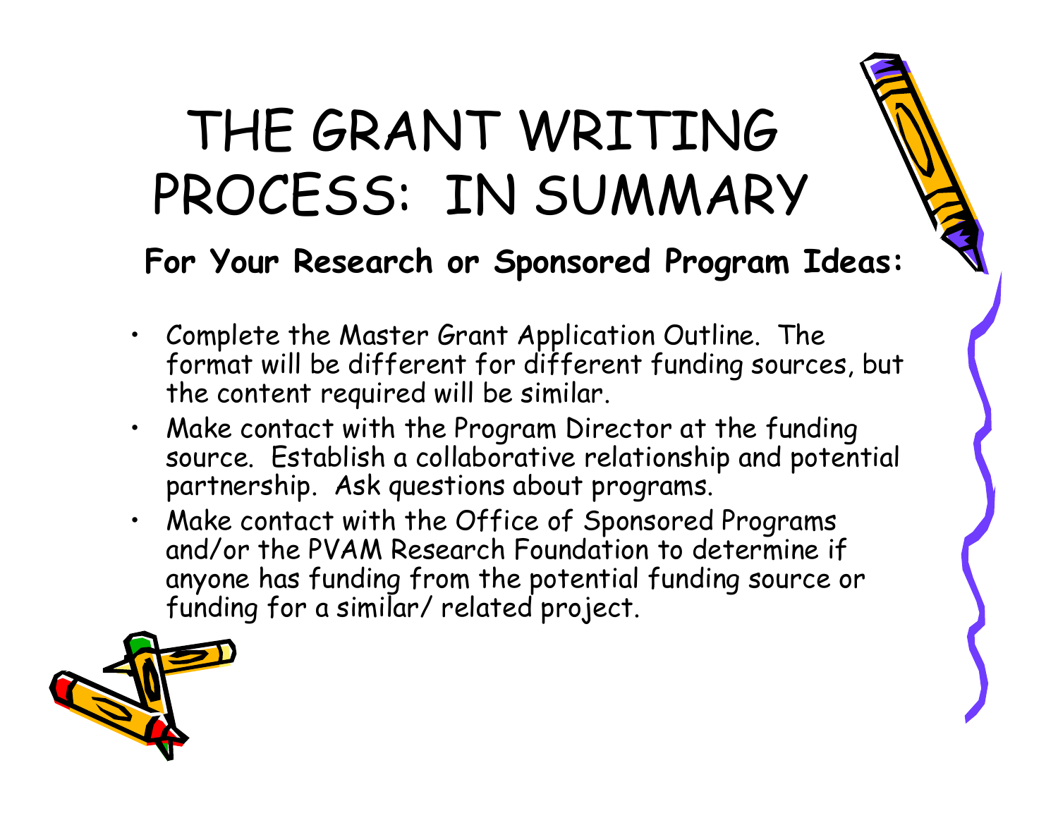# THE GRANT WRITING PROCESS: IN SUMMARY

**For Your Research or Sponsored Program Ideas:**

- Complete the Master Grant Application Outline. The format will be different for different funding sources, but the content required will be similar.
- Make contact with the Program Director at the funding source. Establish a collaborative relationship and potential partnership. Ask questions about programs.
- Make contact with the Office of Sponsored Programs and/or the PVAM Research Foundation to determine if anyone has funding from the potential funding source or funding for a similar/ related project.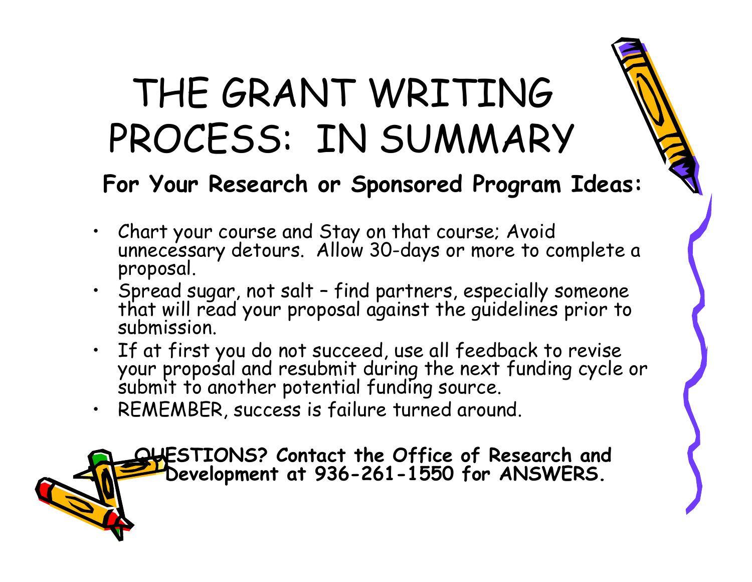# THE GRANT WRITING PROCESS: IN SUMMARY

**For Your Research or Sponsored Program Ideas:**

- Chart your course and Stay on that course; Avoid unnecessary detours. Allow 30-days or more to complete a proposal.
- Spread sugar, not salt – find partners, especially someone that will read your proposal against the guidelines prior to submission.
- If at first you do not succeed, use all feedback to revise your proposal and resubmit during the next funding cycle or submit to another potential funding source.
- REMEMBER, success is failure turned around.

**QUESTIONS? Contact the Office of Research and Development at 936-261-1550 for ANSWERS.**